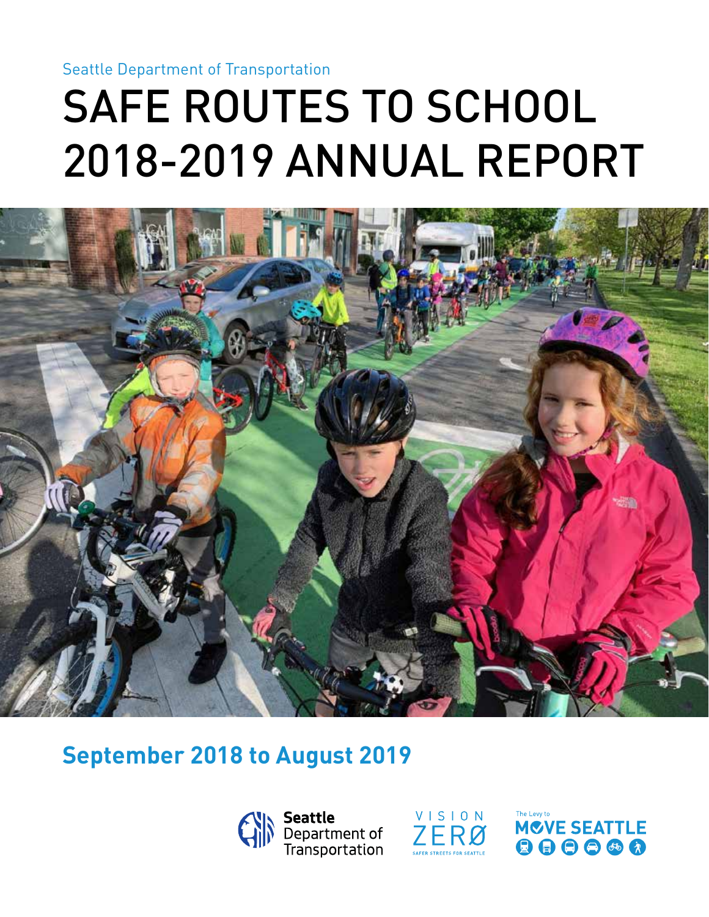Seattle Department of Transportation

# SAFE ROUTES TO SCHOOL 2018-2019 ANNUAL REPORT

## September 2018 to August 2019

Seattle Department of Transportation

VISION ZERØ
SAFER STREETS FOR SEATTLE

The Levy to MOVE SEATTLE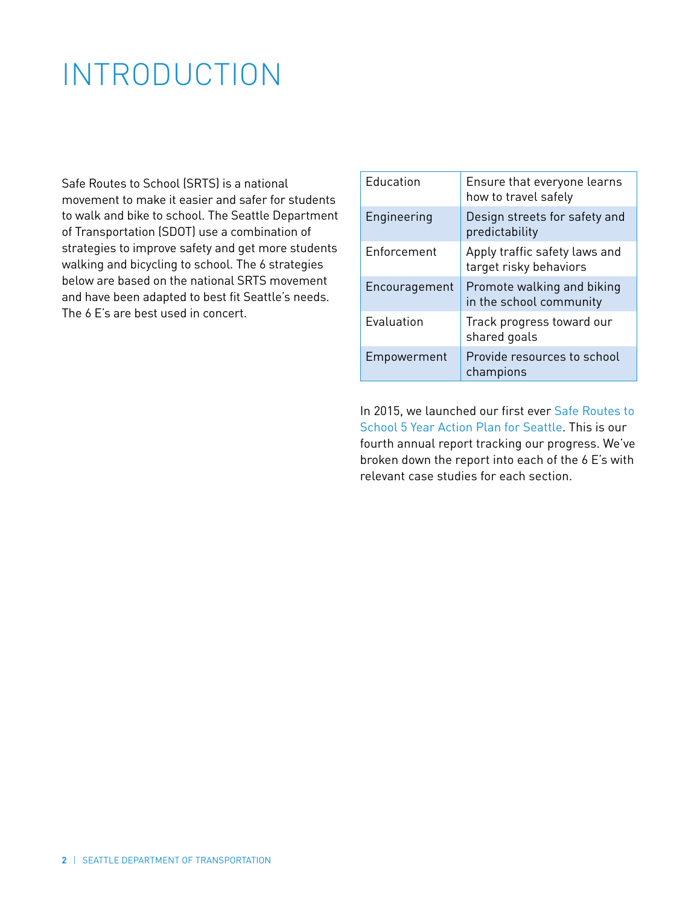# INTRODUCTION

Safe Routes to School (SRTS) is a national movement to make it easier and safer for students to walk and bike to school. The Seattle Department of Transportation (SDOT) use a combination of strategies to improve safety and get more students walking and bicycling to school. The 6 strategies below are based on the national SRTS movement and have been adapted to best fit Seattle's needs. The 6 E's are best used in concert.

| | |
|---|---|
| Education | Ensure that everyone learns how to travel safely |
| Engineering | Design streets for safety and predictability |
| Enforcement | Apply traffic safety laws and target risky behaviors |
| Encouragement | Promote walking and biking in the school community |
| Evaluation | Track progress toward our shared goals |
| Empowerment | Provide resources to school champions |

In 2015, we launched our first ever Safe Routes to School 5 Year Action Plan for Seattle. This is our fourth annual report tracking our progress. We've broken down the report into each of the 6 E's with relevant case studies for each section.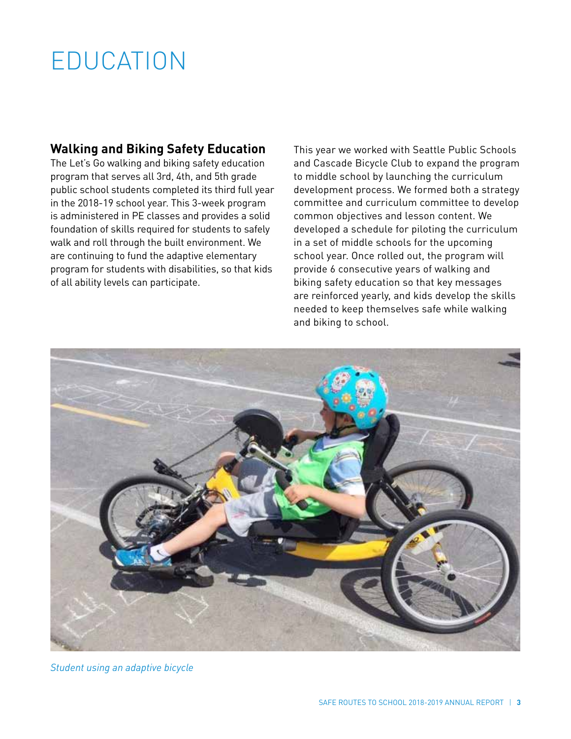# EDUCATION

## Walking and Biking Safety Education

The Let's Go walking and biking safety education program that serves all 3rd, 4th, and 5th grade public school students completed its third full year in the 2018-19 school year. This 3-week program is administered in PE classes and provides a solid foundation of skills required for students to safely walk and roll through the built environment. We are continuing to fund the adaptive elementary program for students with disabilities, so that kids of all ability levels can participate.

This year we worked with Seattle Public Schools and Cascade Bicycle Club to expand the program to middle school by launching the curriculum development process. We formed both a strategy committee and curriculum committee to develop common objectives and lesson content. We developed a schedule for piloting the curriculum in a set of middle schools for the upcoming school year. Once rolled out, the program will provide 6 consecutive years of walking and biking safety education so that key messages are reinforced yearly, and kids develop the skills needed to keep themselves safe while walking and biking to school.

*Student using an adaptive bicycle*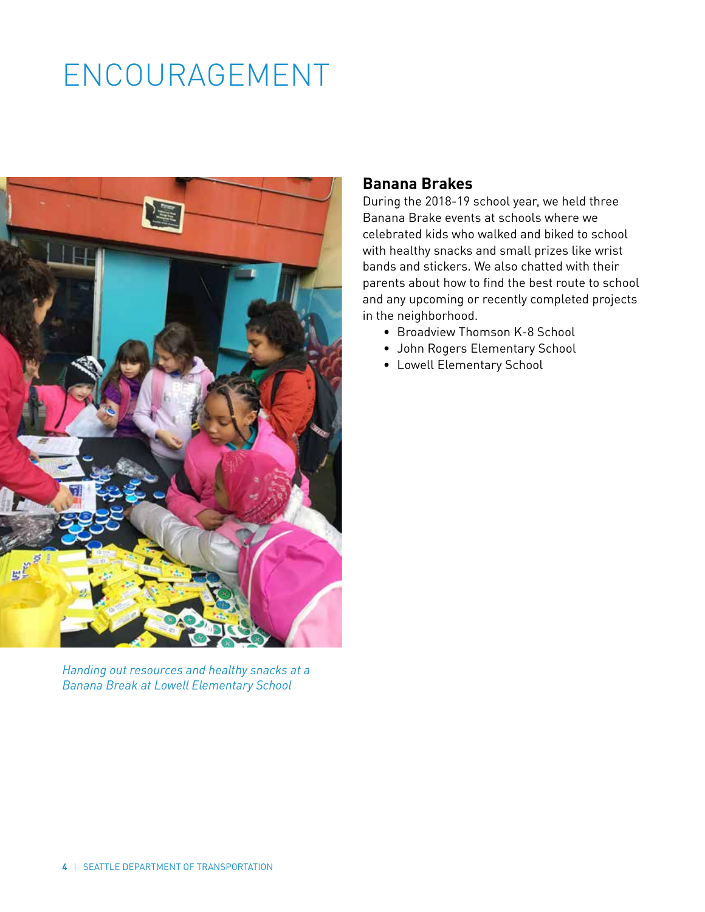# ENCOURAGEMENT

*Handing out resources and healthy snacks at a Banana Break at Lowell Elementary School*

## Banana Brakes

During the 2018-19 school year, we held three Banana Brake events at schools where we celebrated kids who walked and biked to school with healthy snacks and small prizes like wrist bands and stickers. We also chatted with their parents about how to find the best route to school and any upcoming or recently completed projects in the neighborhood.

- Broadview Thomson K-8 School
- John Rogers Elementary School
- Lowell Elementary School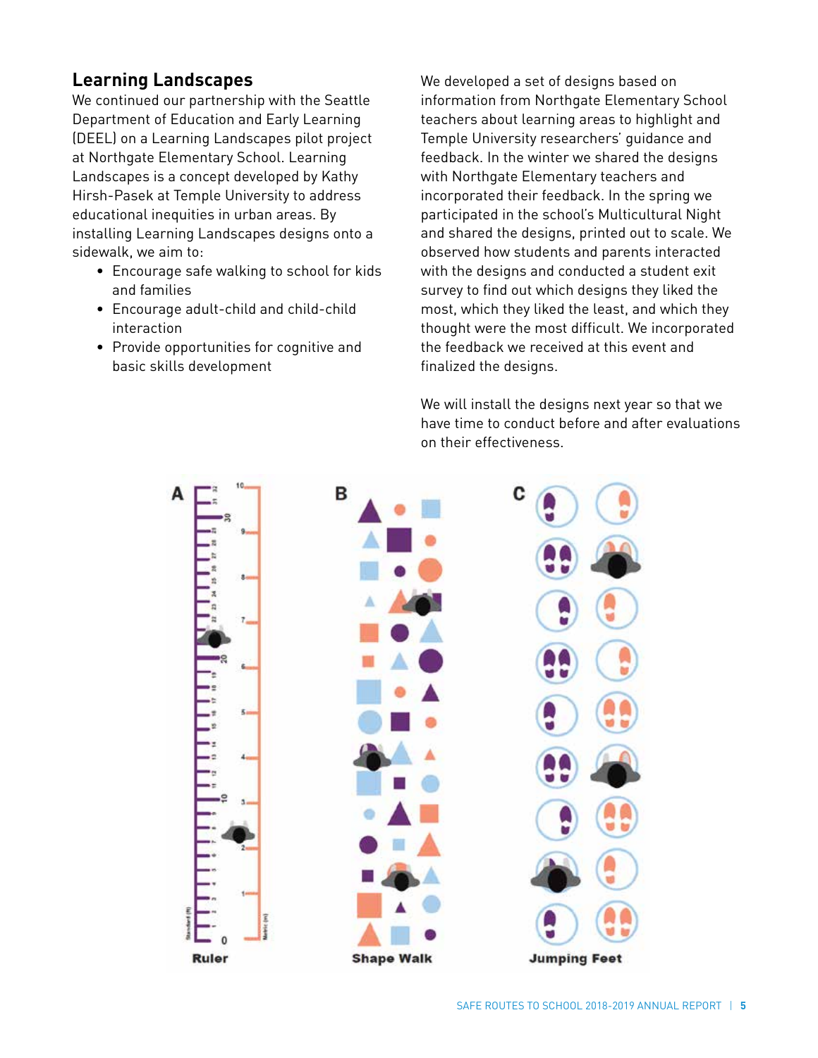## Learning Landscapes

We continued our partnership with the Seattle Department of Education and Early Learning (DEEL) on a Learning Landscapes pilot project at Northgate Elementary School. Learning Landscapes is a concept developed by Kathy Hirsh-Pasek at Temple University to address educational inequities in urban areas. By installing Learning Landscapes designs onto a sidewalk, we aim to:

- Encourage safe walking to school for kids and families
- Encourage adult-child and child-child interaction
- Provide opportunities for cognitive and basic skills development

We developed a set of designs based on information from Northgate Elementary School teachers about learning areas to highlight and Temple University researchers' guidance and feedback. In the winter we shared the designs with Northgate Elementary teachers and incorporated their feedback. In the spring we participated in the school's Multicultural Night and shared the designs, printed out to scale. We observed how students and parents interacted with the designs and conducted a student exit survey to find out which designs they liked the most, which they liked the least, and which they thought were the most difficult. We incorporated the feedback we received at this event and finalized the designs.

We will install the designs next year so that we have time to conduct before and after evaluations on their effectiveness.

A — Ruler

B — Shape Walk

C — Jumping Feet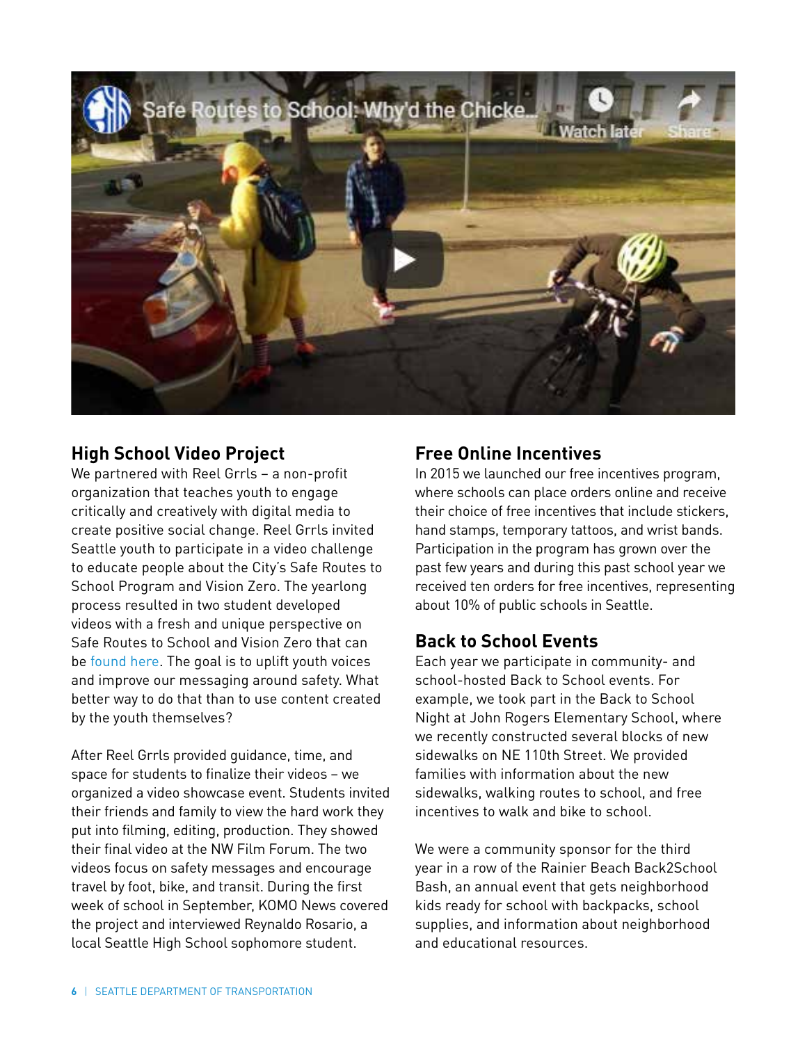## High School Video Project

We partnered with Reel Grrls – a non-profit organization that teaches youth to engage critically and creatively with digital media to create positive social change. Reel Grrls invited Seattle youth to participate in a video challenge to educate people about the City's Safe Routes to School Program and Vision Zero. The yearlong process resulted in two student developed videos with a fresh and unique perspective on Safe Routes to School and Vision Zero that can be found here. The goal is to uplift youth voices and improve our messaging around safety. What better way to do that than to use content created by the youth themselves?

After Reel Grrls provided guidance, time, and space for students to finalize their videos – we organized a video showcase event. Students invited their friends and family to view the hard work they put into filming, editing, production. They showed their final video at the NW Film Forum. The two videos focus on safety messages and encourage travel by foot, bike, and transit. During the first week of school in September, KOMO News covered the project and interviewed Reynaldo Rosario, a local Seattle High School sophomore student.

## Free Online Incentives

In 2015 we launched our free incentives program, where schools can place orders online and receive their choice of free incentives that include stickers, hand stamps, temporary tattoos, and wrist bands. Participation in the program has grown over the past few years and during this past school year we received ten orders for free incentives, representing about 10% of public schools in Seattle.

## Back to School Events

Each year we participate in community- and school-hosted Back to School events. For example, we took part in the Back to School Night at John Rogers Elementary School, where we recently constructed several blocks of new sidewalks on NE 110th Street. We provided families with information about the new sidewalks, walking routes to school, and free incentives to walk and bike to school.

We were a community sponsor for the third year in a row of the Rainier Beach Back2School Bash, an annual event that gets neighborhood kids ready for school with backpacks, school supplies, and information about neighborhood and educational resources.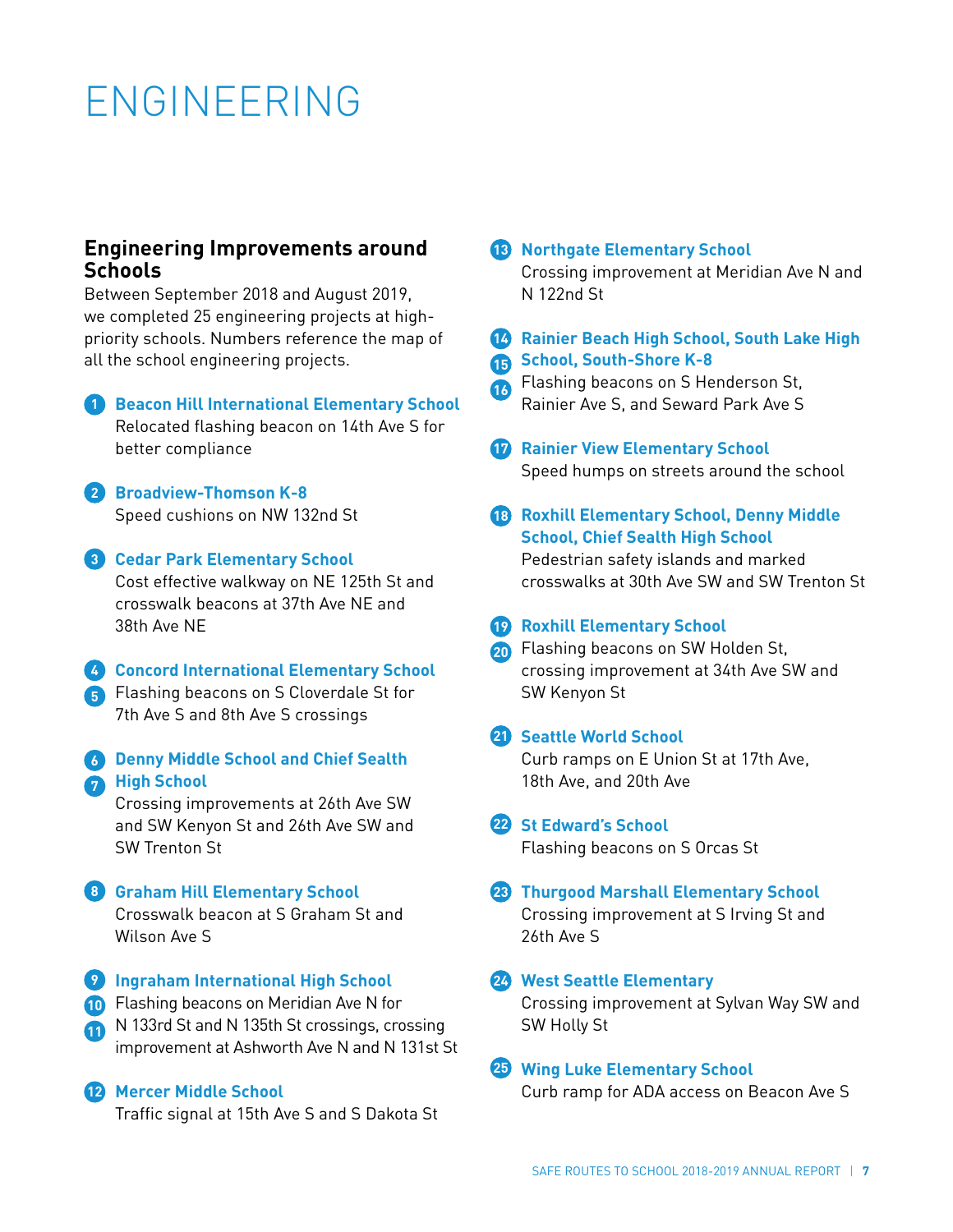# ENGINEERING

## Engineering Improvements around Schools

Between September 2018 and August 2019, we completed 25 engineering projects at high-priority schools. Numbers reference the map of all the school engineering projects.

**1 Beacon Hill International Elementary School**
Relocated flashing beacon on 14th Ave S for better compliance

**2 Broadview-Thomson K-8**
Speed cushions on NW 132nd St

**3 Cedar Park Elementary School**
Cost effective walkway on NE 125th St and crosswalk beacons at 37th Ave NE and 38th Ave NE

**4 5 Concord International Elementary School**
Flashing beacons on S Cloverdale St for 7th Ave S and 8th Ave S crossings

**6 7 Denny Middle School and Chief Sealth High School**
Crossing improvements at 26th Ave SW and SW Kenyon St and 26th Ave SW and SW Trenton St

**8 Graham Hill Elementary School**
Crosswalk beacon at S Graham St and Wilson Ave S

**9 10 11 Ingraham International High School**
Flashing beacons on Meridian Ave N for N 133rd St and N 135th St crossings, crossing improvement at Ashworth Ave N and N 131st St

**12 Mercer Middle School**
Traffic signal at 15th Ave S and S Dakota St

**13 Northgate Elementary School**
Crossing improvement at Meridian Ave N and N 122nd St

**14 15 16 Rainier Beach High School, South Lake High School, South-Shore K-8**
Flashing beacons on S Henderson St, Rainier Ave S, and Seward Park Ave S

**17 Rainier View Elementary School**
Speed humps on streets around the school

**18 Roxhill Elementary School, Denny Middle School, Chief Sealth High School**
Pedestrian safety islands and marked crosswalks at 30th Ave SW and SW Trenton St

**19 20 Roxhill Elementary School**
Flashing beacons on SW Holden St, crossing improvement at 34th Ave SW and SW Kenyon St

**21 Seattle World School**
Curb ramps on E Union St at 17th Ave, 18th Ave, and 20th Ave

**22 St Edward's School**
Flashing beacons on S Orcas St

**23 Thurgood Marshall Elementary School**
Crossing improvement at S Irving St and 26th Ave S

**24 West Seattle Elementary**
Crossing improvement at Sylvan Way SW and SW Holly St

**25 Wing Luke Elementary School**
Curb ramp for ADA access on Beacon Ave S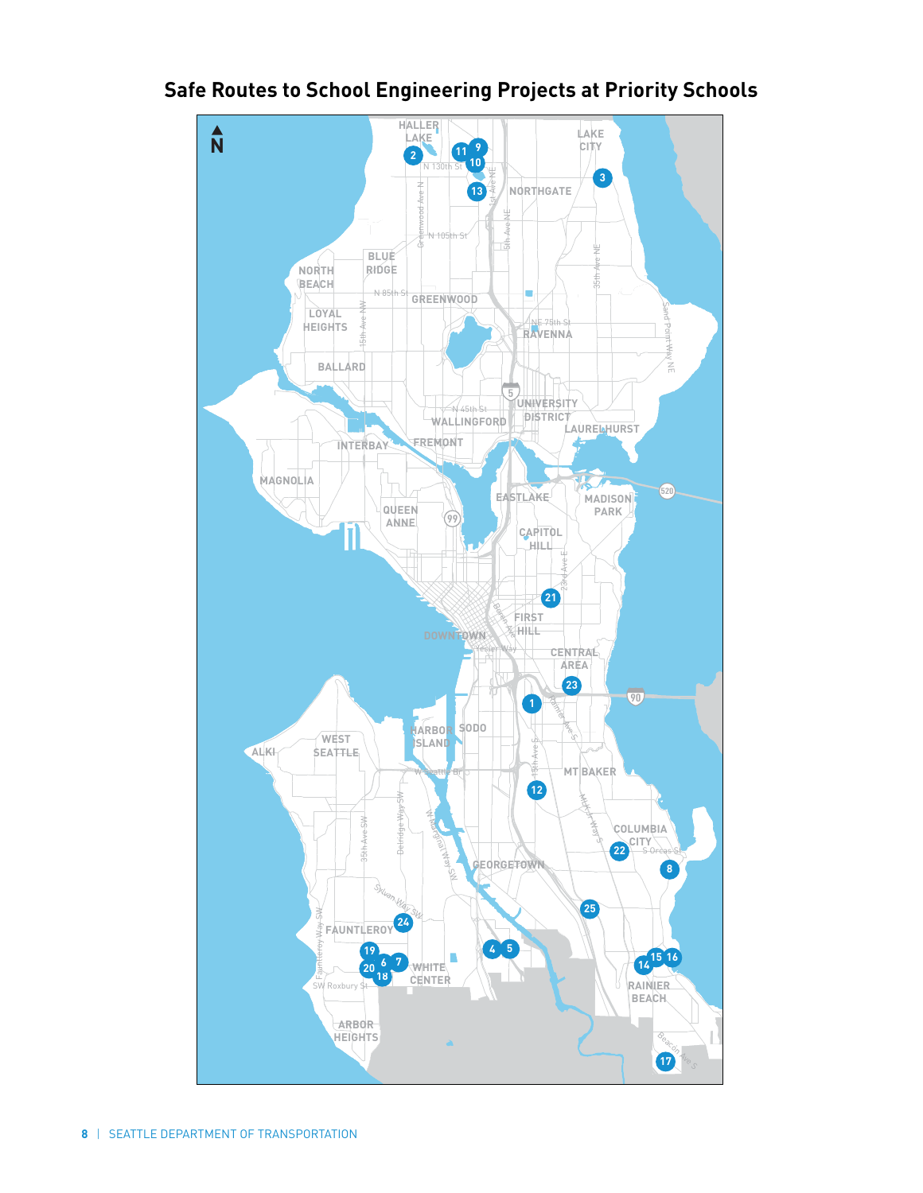## Safe Routes to School Engineering Projects at Priority Schools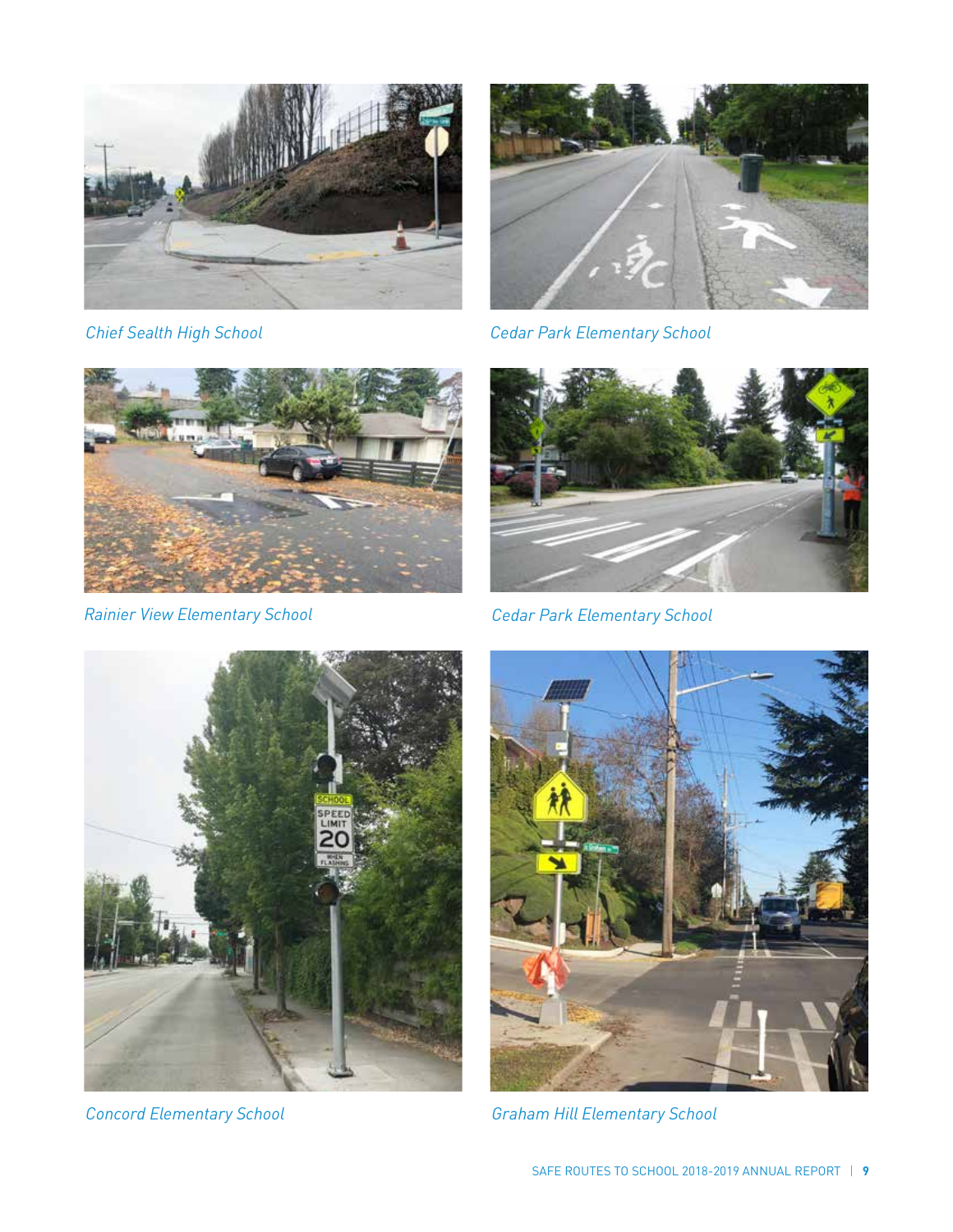*Chief Sealth High School*

*Cedar Park Elementary School*

*Rainier View Elementary School*

*Cedar Park Elementary School*

*Concord Elementary School*

*Graham Hill Elementary School*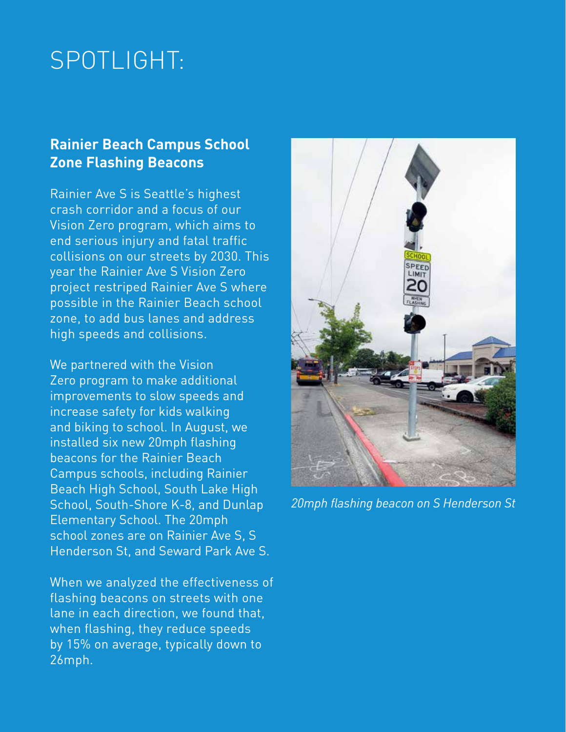# SPOTLIGHT:

## Rainier Beach Campus School Zone Flashing Beacons

Rainier Ave S is Seattle's highest crash corridor and a focus of our Vision Zero program, which aims to end serious injury and fatal traffic collisions on our streets by 2030. This year the Rainier Ave S Vision Zero project restriped Rainier Ave S where possible in the Rainier Beach school zone, to add bus lanes and address high speeds and collisions.

We partnered with the Vision Zero program to make additional improvements to slow speeds and increase safety for kids walking and biking to school. In August, we installed six new 20mph flashing beacons for the Rainier Beach Campus schools, including Rainier Beach High School, South Lake High School, South-Shore K-8, and Dunlap Elementary School. The 20mph school zones are on Rainier Ave S, S Henderson St, and Seward Park Ave S.

When we analyzed the effectiveness of flashing beacons on streets with one lane in each direction, we found that, when flashing, they reduce speeds by 15% on average, typically down to 26mph.

*20mph flashing beacon on S Henderson St*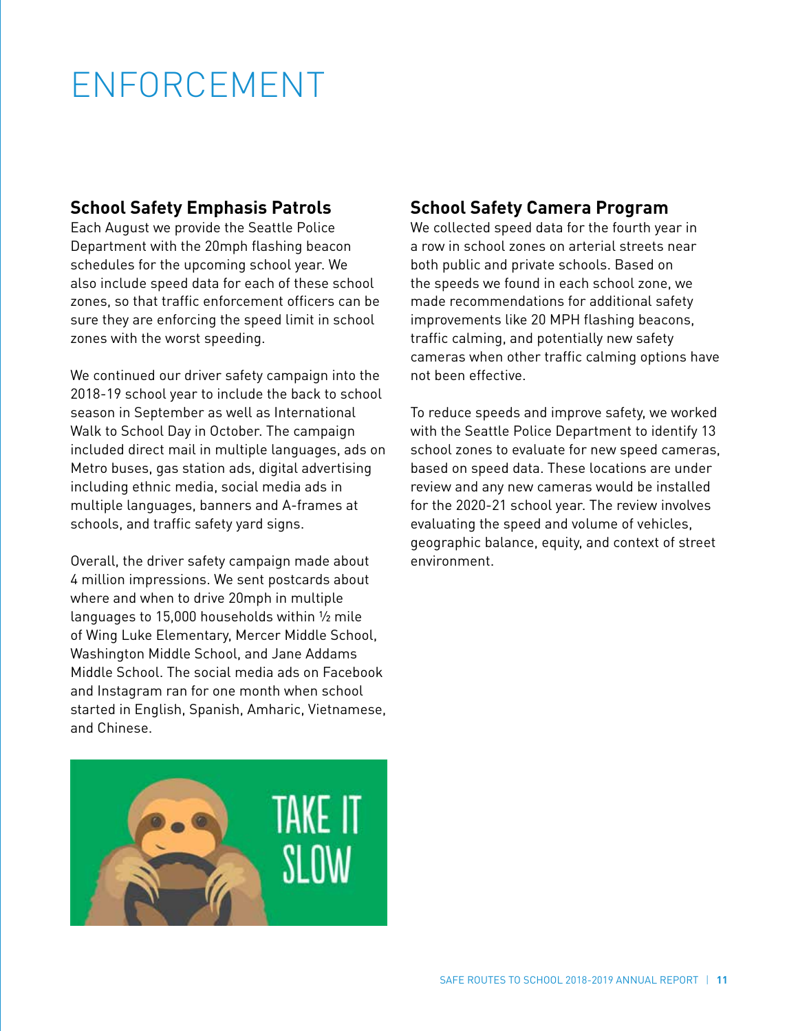# ENFORCEMENT

## School Safety Emphasis Patrols

Each August we provide the Seattle Police Department with the 20mph flashing beacon schedules for the upcoming school year. We also include speed data for each of these school zones, so that traffic enforcement officers can be sure they are enforcing the speed limit in school zones with the worst speeding.

We continued our driver safety campaign into the 2018-19 school year to include the back to school season in September as well as International Walk to School Day in October. The campaign included direct mail in multiple languages, ads on Metro buses, gas station ads, digital advertising including ethnic media, social media ads in multiple languages, banners and A-frames at schools, and traffic safety yard signs.

Overall, the driver safety campaign made about 4 million impressions. We sent postcards about where and when to drive 20mph in multiple languages to 15,000 households within ½ mile of Wing Luke Elementary, Mercer Middle School, Washington Middle School, and Jane Addams Middle School. The social media ads on Facebook and Instagram ran for one month when school started in English, Spanish, Amharic, Vietnamese, and Chinese.

TAKE IT SLOW

## School Safety Camera Program

We collected speed data for the fourth year in a row in school zones on arterial streets near both public and private schools. Based on the speeds we found in each school zone, we made recommendations for additional safety improvements like 20 MPH flashing beacons, traffic calming, and potentially new safety cameras when other traffic calming options have not been effective.

To reduce speeds and improve safety, we worked with the Seattle Police Department to identify 13 school zones to evaluate for new speed cameras, based on speed data. These locations are under review and any new cameras would be installed for the 2020-21 school year. The review involves evaluating the speed and volume of vehicles, geographic balance, equity, and context of street environment.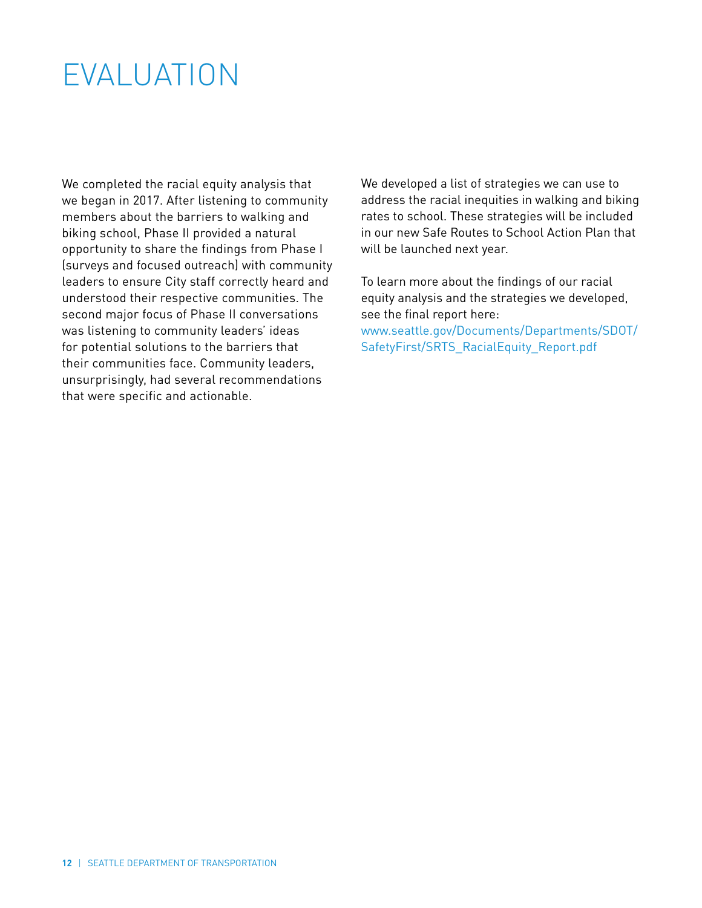# EVALUATION

We completed the racial equity analysis that we began in 2017. After listening to community members about the barriers to walking and biking school, Phase II provided a natural opportunity to share the findings from Phase I (surveys and focused outreach) with community leaders to ensure City staff correctly heard and understood their respective communities. The second major focus of Phase II conversations was listening to community leaders' ideas for potential solutions to the barriers that their communities face. Community leaders, unsurprisingly, had several recommendations that were specific and actionable.

We developed a list of strategies we can use to address the racial inequities in walking and biking rates to school. These strategies will be included in our new Safe Routes to School Action Plan that will be launched next year.

To learn more about the findings of our racial equity analysis and the strategies we developed, see the final report here: www.seattle.gov/Documents/Departments/SDOT/SafetyFirst/SRTS_RacialEquity_Report.pdf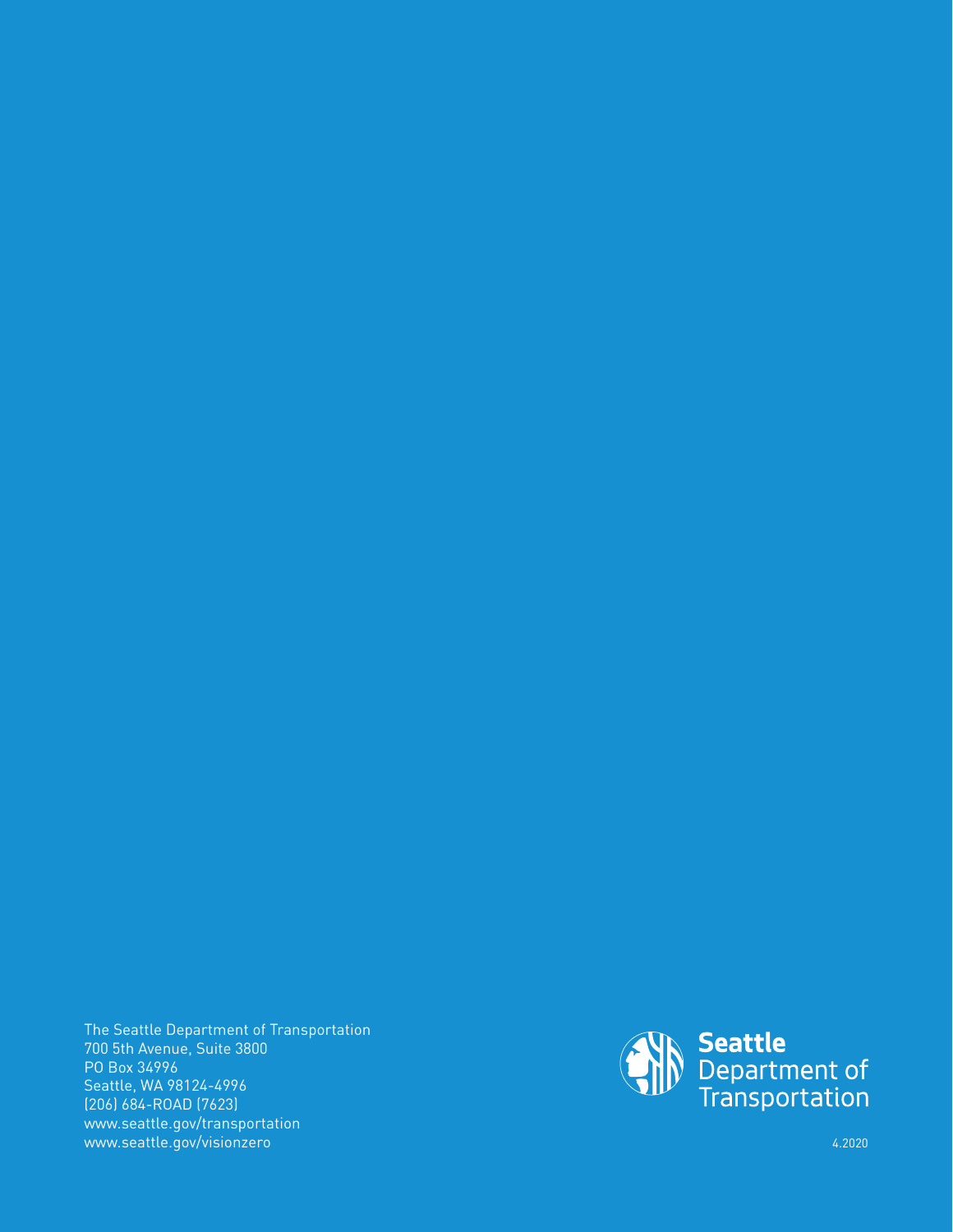The Seattle Department of Transportation
700 5th Avenue, Suite 3800
PO Box 34996
Seattle, WA 98124-4996
(206) 684-ROAD (7623)
www.seattle.gov/transportation
www.seattle.gov/visionzero

**Seattle**
Department of
Transportation

4.2020